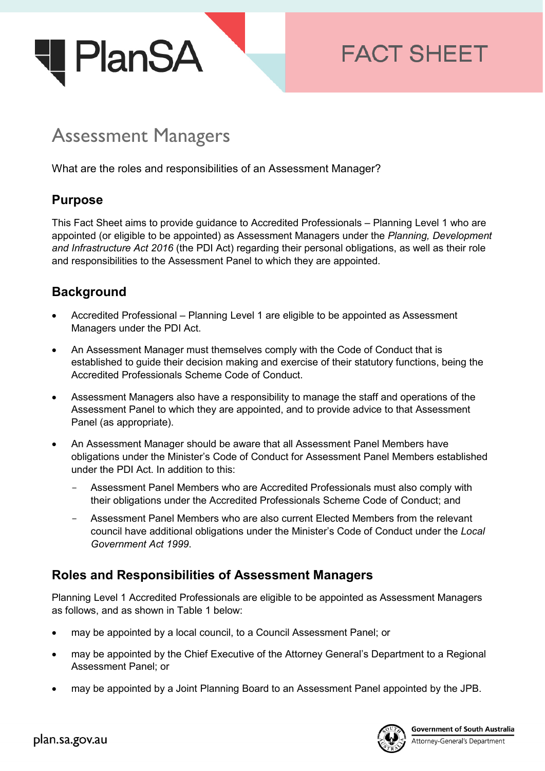FACT SHEET

# Assessment Managers

What are the roles and responsibilities of an Assessment Manager?

## Purpose

This Fact Sheet aims to provide guidance to Accredited Professionals – Planning Level 1 who are appointed (or eligible to be appointed) as Assessment Managers under the *Planning, Development and Infrastructure Act 2016* (the PDI Act) regarding their personal obligations, as well as their role and responsibilities to the Assessment Panel to which they are appointed.

## Background

- Accredited Professional – Planning Level 1 are eligible to be appointed as Assessment Managers under the PDI Act.
- An Assessment Manager must themselves comply with the Code of Conduct that is established to guide their decision making and exercise of their statutory functions, being the Accredited Professionals Scheme Code of Conduct.
- Assessment Managers also have a responsibility to manage the staff and operations of the Assessment Panel to which they are appointed, and to provide advice to that Assessment Panel (as appropriate).
- An Assessment Manager should be aware that all Assessment Panel Members have obligations under the Minister's Code of Conduct for Assessment Panel Members established under the PDI Act. In addition to this:
  - Assessment Panel Members who are Accredited Professionals must also comply with their obligations under the Accredited Professionals Scheme Code of Conduct; and
  - Assessment Panel Members who are also current Elected Members from the relevant council have additional obligations under the Minister's Code of Conduct under the *Local Government Act 1999*.

## Roles and Responsibilities of Assessment Managers

Planning Level 1 Accredited Professionals are eligible to be appointed as Assessment Managers as follows, and as shown in Table 1 below:

- may be appointed by a local council, to a Council Assessment Panel; or
- may be appointed by the Chief Executive of the Attorney General's Department to a Regional Assessment Panel; or
- may be appointed by a Joint Planning Board to an Assessment Panel appointed by the JPB.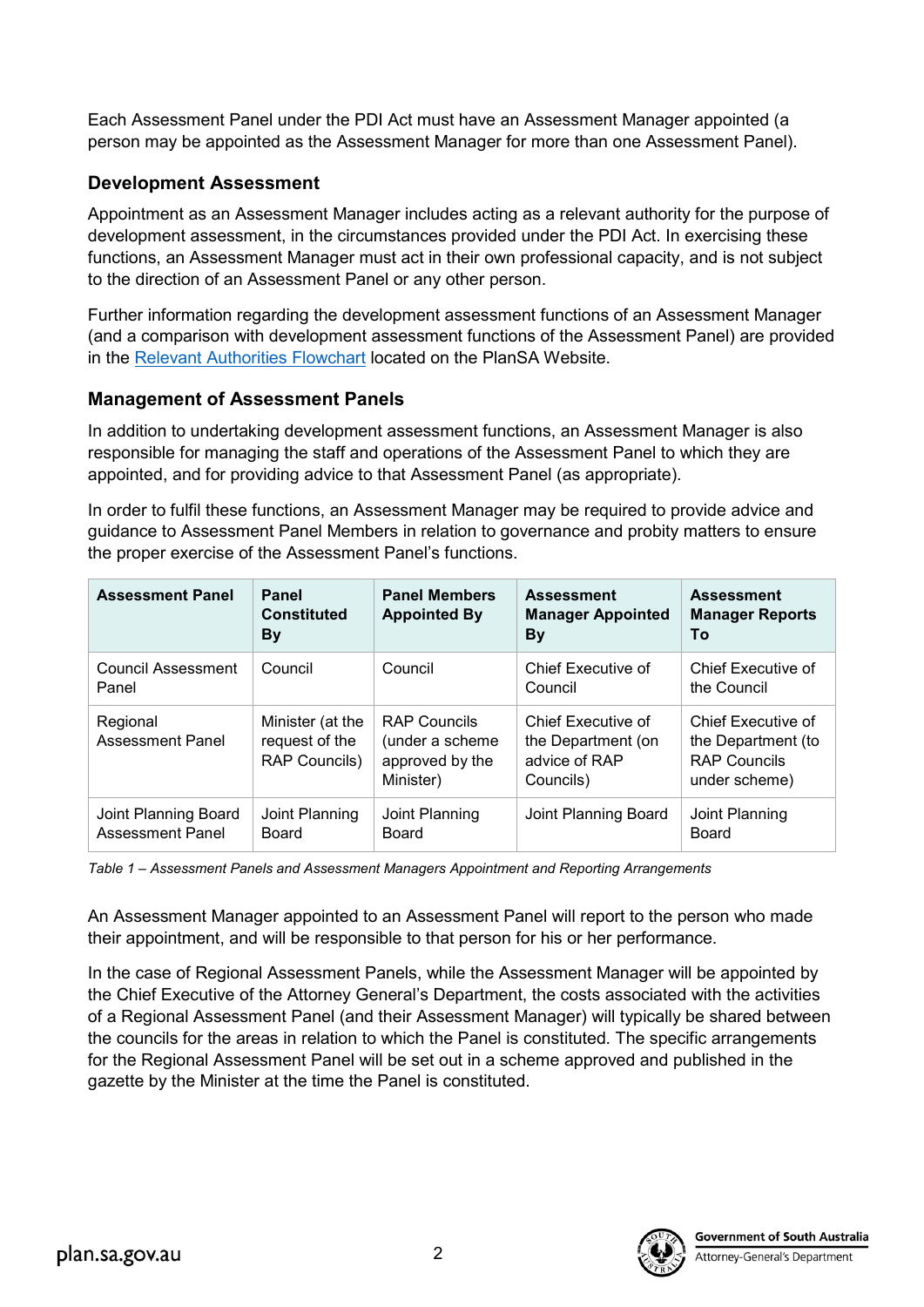Each Assessment Panel under the PDI Act must have an Assessment Manager appointed (a person may be appointed as the Assessment Manager for more than one Assessment Panel).

### Development Assessment

Appointment as an Assessment Manager includes acting as a relevant authority for the purpose of development assessment, in the circumstances provided under the PDI Act. In exercising these functions, an Assessment Manager must act in their own professional capacity, and is not subject to the direction of an Assessment Panel or any other person.

Further information regarding the development assessment functions of an Assessment Manager (and a comparison with development assessment functions of the Assessment Panel) are provided in the Relevant Authorities Flowchart located on the PlanSA Website.

### Management of Assessment Panels

In addition to undertaking development assessment functions, an Assessment Manager is also responsible for managing the staff and operations of the Assessment Panel to which they are appointed, and for providing advice to that Assessment Panel (as appropriate).

In order to fulfil these functions, an Assessment Manager may be required to provide advice and guidance to Assessment Panel Members in relation to governance and probity matters to ensure the proper exercise of the Assessment Panel's functions.

| Assessment Panel | Panel Constituted By | Panel Members Appointed By | Assessment Manager Appointed By | Assessment Manager Reports To |
|---|---|---|---|---|
| Council Assessment Panel | Council | Council | Chief Executive of Council | Chief Executive of the Council |
| Regional Assessment Panel | Minister (at the request of the RAP Councils) | RAP Councils (under a scheme approved by the Minister) | Chief Executive of the Department (on advice of RAP Councils) | Chief Executive of the Department (to RAP Councils under scheme) |
| Joint Planning Board Assessment Panel | Joint Planning Board | Joint Planning Board | Joint Planning Board | Joint Planning Board |

*Table 1 – Assessment Panels and Assessment Managers Appointment and Reporting Arrangements*

An Assessment Manager appointed to an Assessment Panel will report to the person who made their appointment, and will be responsible to that person for his or her performance.

In the case of Regional Assessment Panels, while the Assessment Manager will be appointed by the Chief Executive of the Attorney General's Department, the costs associated with the activities of a Regional Assessment Panel (and their Assessment Manager) will typically be shared between the councils for the areas in relation to which the Panel is constituted. The specific arrangements for the Regional Assessment Panel will be set out in a scheme approved and published in the gazette by the Minister at the time the Panel is constituted.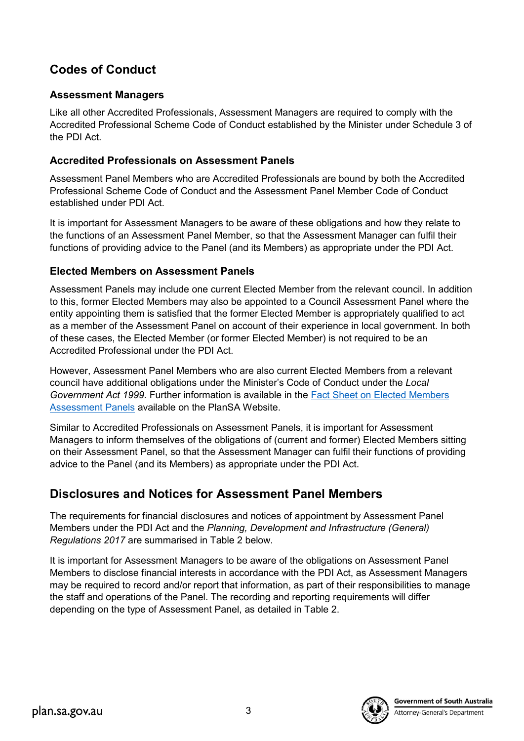## Codes of Conduct

### Assessment Managers

Like all other Accredited Professionals, Assessment Managers are required to comply with the Accredited Professional Scheme Code of Conduct established by the Minister under Schedule 3 of the PDI Act.

### Accredited Professionals on Assessment Panels

Assessment Panel Members who are Accredited Professionals are bound by both the Accredited Professional Scheme Code of Conduct and the Assessment Panel Member Code of Conduct established under PDI Act.

It is important for Assessment Managers to be aware of these obligations and how they relate to the functions of an Assessment Panel Member, so that the Assessment Manager can fulfil their functions of providing advice to the Panel (and its Members) as appropriate under the PDI Act.

### Elected Members on Assessment Panels

Assessment Panels may include one current Elected Member from the relevant council. In addition to this, former Elected Members may also be appointed to a Council Assessment Panel where the entity appointing them is satisfied that the former Elected Member is appropriately qualified to act as a member of the Assessment Panel on account of their experience in local government. In both of these cases, the Elected Member (or former Elected Member) is not required to be an Accredited Professional under the PDI Act.

However, Assessment Panel Members who are also current Elected Members from a relevant council have additional obligations under the Minister's Code of Conduct under the *Local Government Act 1999*. Further information is available in the [Fact Sheet on Elected Members Assessment Panels]() available on the PlanSA Website.

Similar to Accredited Professionals on Assessment Panels, it is important for Assessment Managers to inform themselves of the obligations of (current and former) Elected Members sitting on their Assessment Panel, so that the Assessment Manager can fulfil their functions of providing advice to the Panel (and its Members) as appropriate under the PDI Act.

## Disclosures and Notices for Assessment Panel Members

The requirements for financial disclosures and notices of appointment by Assessment Panel Members under the PDI Act and the *Planning, Development and Infrastructure (General) Regulations 2017* are summarised in Table 2 below.

It is important for Assessment Managers to be aware of the obligations on Assessment Panel Members to disclose financial interests in accordance with the PDI Act, as Assessment Managers may be required to record and/or report that information, as part of their responsibilities to manage the staff and operations of the Panel. The recording and reporting requirements will differ depending on the type of Assessment Panel, as detailed in Table 2.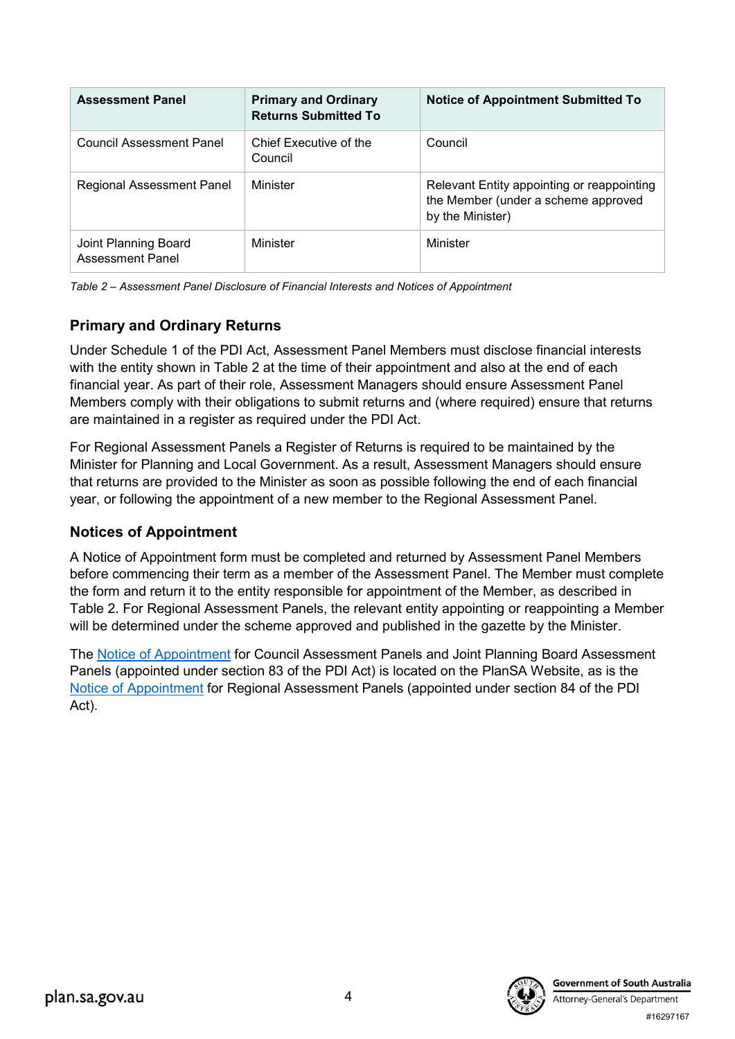| Assessment Panel | Primary and Ordinary Returns Submitted To | Notice of Appointment Submitted To |
|---|---|---|
| Council Assessment Panel | Chief Executive of the Council | Council |
| Regional Assessment Panel | Minister | Relevant Entity appointing or reappointing the Member (under a scheme approved by the Minister) |
| Joint Planning Board Assessment Panel | Minister | Minister |

*Table 2 – Assessment Panel Disclosure of Financial Interests and Notices of Appointment*

## Primary and Ordinary Returns

Under Schedule 1 of the PDI Act, Assessment Panel Members must disclose financial interests with the entity shown in Table 2 at the time of their appointment and also at the end of each financial year. As part of their role, Assessment Managers should ensure Assessment Panel Members comply with their obligations to submit returns and (where required) ensure that returns are maintained in a register as required under the PDI Act.

For Regional Assessment Panels a Register of Returns is required to be maintained by the Minister for Planning and Local Government. As a result, Assessment Managers should ensure that returns are provided to the Minister as soon as possible following the end of each financial year, or following the appointment of a new member to the Regional Assessment Panel.

## Notices of Appointment

A Notice of Appointment form must be completed and returned by Assessment Panel Members before commencing their term as a member of the Assessment Panel. The Member must complete the form and return it to the entity responsible for appointment of the Member, as described in Table 2. For Regional Assessment Panels, the relevant entity appointing or reappointing a Member will be determined under the scheme approved and published in the gazette by the Minister.

The Notice of Appointment for Council Assessment Panels and Joint Planning Board Assessment Panels (appointed under section 83 of the PDI Act) is located on the PlanSA Website, as is the Notice of Appointment for Regional Assessment Panels (appointed under section 84 of the PDI Act).